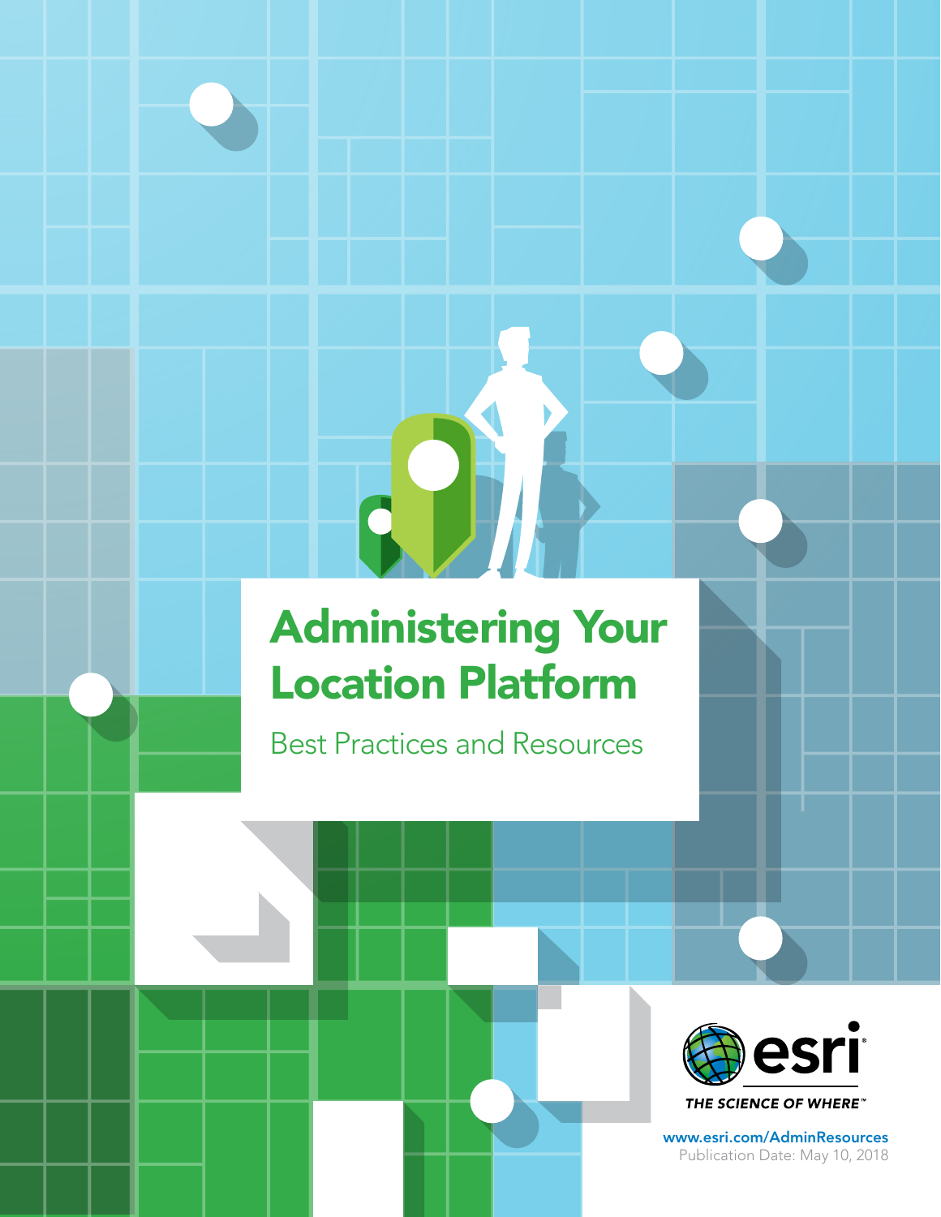# Administering Your Location Platform

## Best Practices and Resources

esri

THE SCIENCE OF WHERE™

www.esri.com/AdminResources

Publication Date: May 10, 2018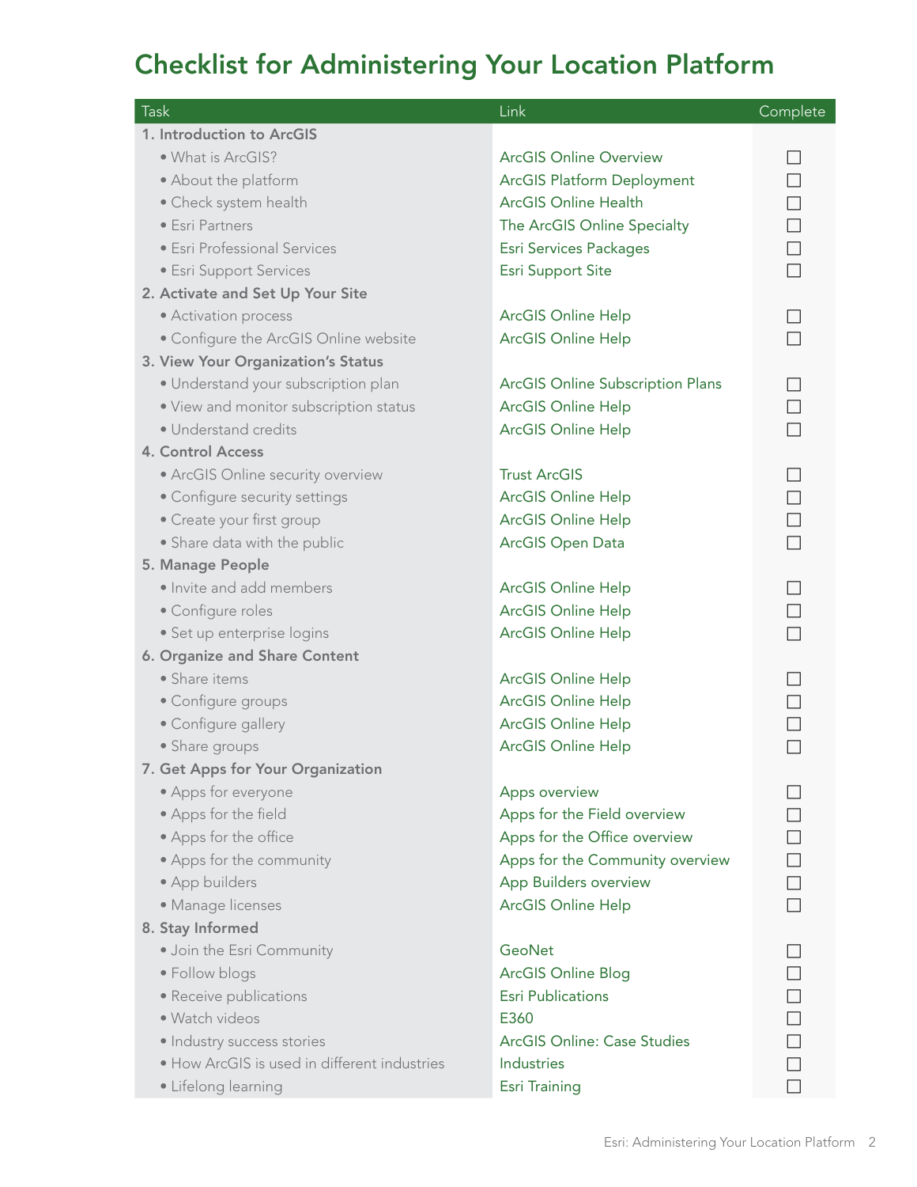# Checklist for Administering Your Location Platform

| Task | Link | Complete |
|---|---|---|
| **1. Introduction to ArcGIS** | | |
| • What is ArcGIS? | ArcGIS Online Overview | ☐ |
| • About the platform | ArcGIS Platform Deployment | ☐ |
| • Check system health | ArcGIS Online Health | ☐ |
| • Esri Partners | The ArcGIS Online Specialty | ☐ |
| • Esri Professional Services | Esri Services Packages | ☐ |
| • Esri Support Services | Esri Support Site | ☐ |
| **2. Activate and Set Up Your Site** | | |
| • Activation process | ArcGIS Online Help | ☐ |
| • Configure the ArcGIS Online website | ArcGIS Online Help | ☐ |
| **3. View Your Organization's Status** | | |
| • Understand your subscription plan | ArcGIS Online Subscription Plans | ☐ |
| • View and monitor subscription status | ArcGIS Online Help | ☐ |
| • Understand credits | ArcGIS Online Help | ☐ |
| **4. Control Access** | | |
| • ArcGIS Online security overview | Trust ArcGIS | ☐ |
| • Configure security settings | ArcGIS Online Help | ☐ |
| • Create your first group | ArcGIS Online Help | ☐ |
| • Share data with the public | ArcGIS Open Data | ☐ |
| **5. Manage People** | | |
| • Invite and add members | ArcGIS Online Help | ☐ |
| • Configure roles | ArcGIS Online Help | ☐ |
| • Set up enterprise logins | ArcGIS Online Help | ☐ |
| **6. Organize and Share Content** | | |
| • Share items | ArcGIS Online Help | ☐ |
| • Configure groups | ArcGIS Online Help | ☐ |
| • Configure gallery | ArcGIS Online Help | ☐ |
| • Share groups | ArcGIS Online Help | ☐ |
| **7. Get Apps for Your Organization** | | |
| • Apps for everyone | Apps overview | ☐ |
| • Apps for the field | Apps for the Field overview | ☐ |
| • Apps for the office | Apps for the Office overview | ☐ |
| • Apps for the community | Apps for the Community overview | ☐ |
| • App builders | App Builders overview | ☐ |
| • Manage licenses | ArcGIS Online Help | ☐ |
| **8. Stay Informed** | | |
| • Join the Esri Community | GeoNet | ☐ |
| • Follow blogs | ArcGIS Online Blog | ☐ |
| • Receive publications | Esri Publications | ☐ |
| • Watch videos | E360 | ☐ |
| • Industry success stories | ArcGIS Online: Case Studies | ☐ |
| • How ArcGIS is used in different industries | Industries | ☐ |
| • Lifelong learning | Esri Training | ☐ |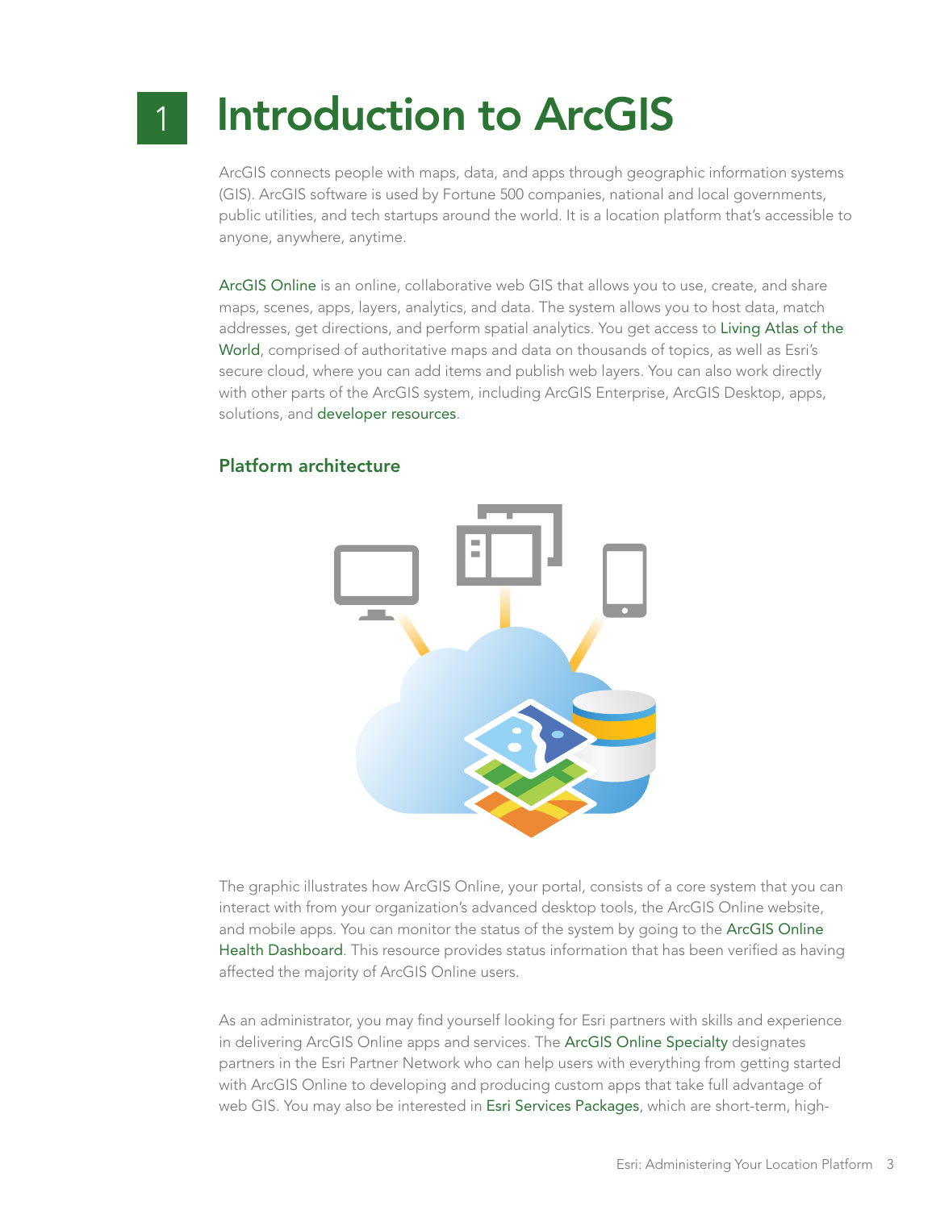# 1 Introduction to ArcGIS

ArcGIS connects people with maps, data, and apps through geographic information systems (GIS). ArcGIS software is used by Fortune 500 companies, national and local governments, public utilities, and tech startups around the world. It is a location platform that's accessible to anyone, anywhere, anytime.

ArcGIS Online is an online, collaborative web GIS that allows you to use, create, and share maps, scenes, apps, layers, analytics, and data. The system allows you to host data, match addresses, get directions, and perform spatial analytics. You get access to Living Atlas of the World, comprised of authoritative maps and data on thousands of topics, as well as Esri's secure cloud, where you can add items and publish web layers. You can also work directly with other parts of the ArcGIS system, including ArcGIS Enterprise, ArcGIS Desktop, apps, solutions, and developer resources.

## Platform architecture

The graphic illustrates how ArcGIS Online, your portal, consists of a core system that you can interact with from your organization's advanced desktop tools, the ArcGIS Online website, and mobile apps. You can monitor the status of the system by going to the ArcGIS Online Health Dashboard. This resource provides status information that has been verified as having affected the majority of ArcGIS Online users.

As an administrator, you may find yourself looking for Esri partners with skills and experience in delivering ArcGIS Online apps and services. The ArcGIS Online Specialty designates partners in the Esri Partner Network who can help users with everything from getting started with ArcGIS Online to developing and producing custom apps that take full advantage of web GIS. You may also be interested in Esri Services Packages, which are short-term, high-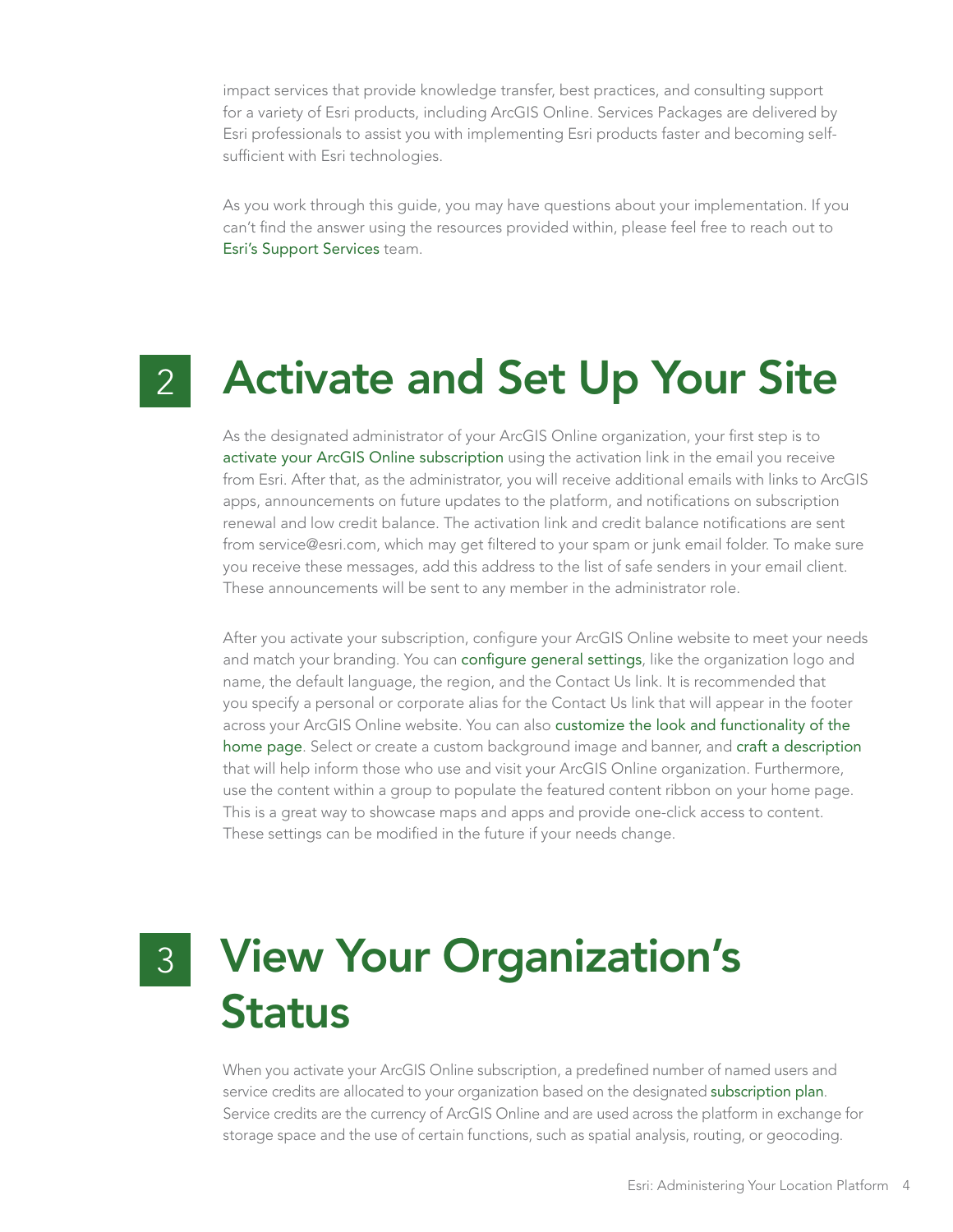impact services that provide knowledge transfer, best practices, and consulting support for a variety of Esri products, including ArcGIS Online. Services Packages are delivered by Esri professionals to assist you with implementing Esri products faster and becoming self-sufficient with Esri technologies.

As you work through this guide, you may have questions about your implementation. If you can't find the answer using the resources provided within, please feel free to reach out to Esri's Support Services team.

# 2 Activate and Set Up Your Site

As the designated administrator of your ArcGIS Online organization, your first step is to activate your ArcGIS Online subscription using the activation link in the email you receive from Esri. After that, as the administrator, you will receive additional emails with links to ArcGIS apps, announcements on future updates to the platform, and notifications on subscription renewal and low credit balance. The activation link and credit balance notifications are sent from service@esri.com, which may get filtered to your spam or junk email folder. To make sure you receive these messages, add this address to the list of safe senders in your email client. These announcements will be sent to any member in the administrator role.

After you activate your subscription, configure your ArcGIS Online website to meet your needs and match your branding. You can configure general settings, like the organization logo and name, the default language, the region, and the Contact Us link. It is recommended that you specify a personal or corporate alias for the Contact Us link that will appear in the footer across your ArcGIS Online website. You can also customize the look and functionality of the home page. Select or create a custom background image and banner, and craft a description that will help inform those who use and visit your ArcGIS Online organization. Furthermore, use the content within a group to populate the featured content ribbon on your home page. This is a great way to showcase maps and apps and provide one-click access to content. These settings can be modified in the future if your needs change.

# 3 View Your Organization's Status

When you activate your ArcGIS Online subscription, a predefined number of named users and service credits are allocated to your organization based on the designated subscription plan. Service credits are the currency of ArcGIS Online and are used across the platform in exchange for storage space and the use of certain functions, such as spatial analysis, routing, or geocoding.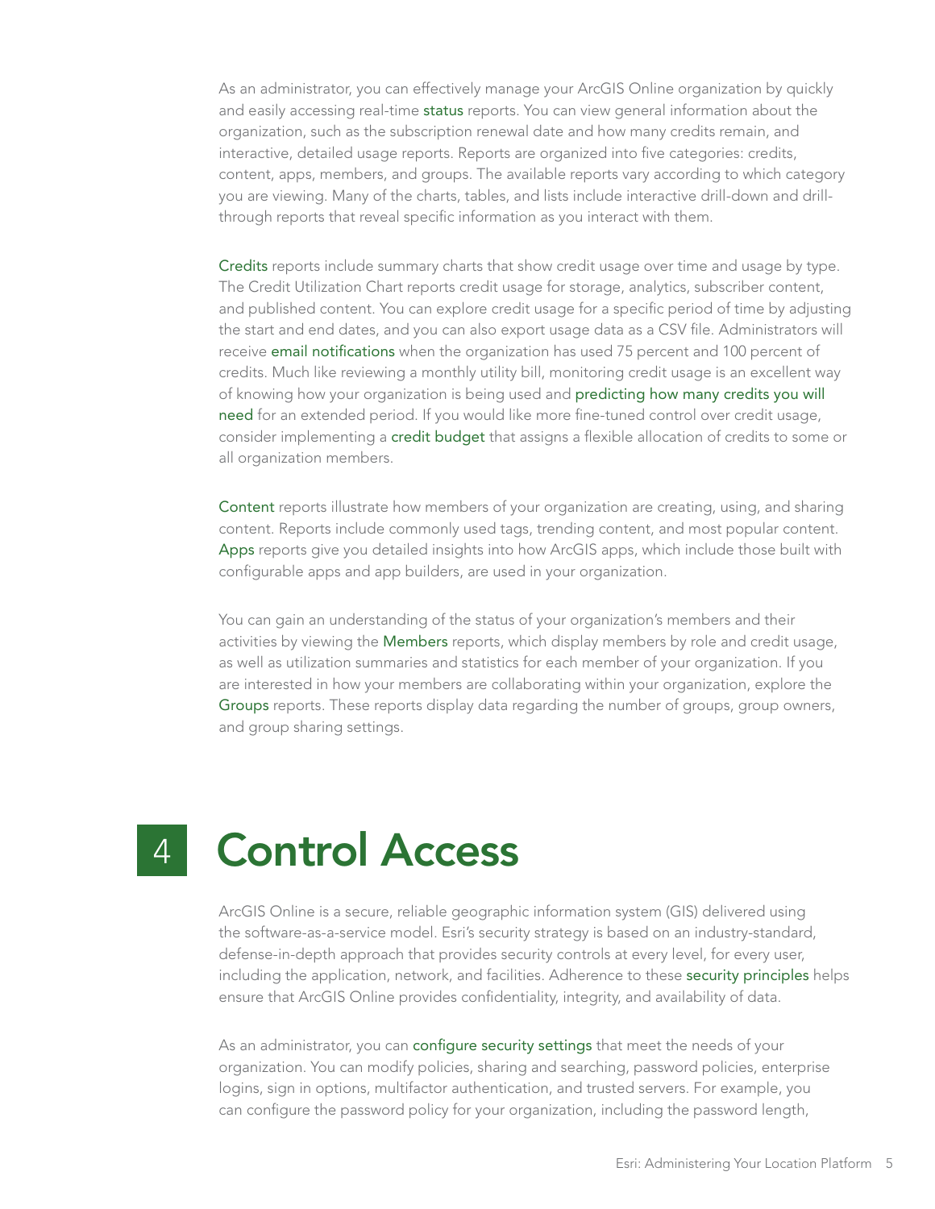As an administrator, you can effectively manage your ArcGIS Online organization by quickly and easily accessing real-time status reports. You can view general information about the organization, such as the subscription renewal date and how many credits remain, and interactive, detailed usage reports. Reports are organized into five categories: credits, content, apps, members, and groups. The available reports vary according to which category you are viewing. Many of the charts, tables, and lists include interactive drill-down and drill-through reports that reveal specific information as you interact with them.

Credits reports include summary charts that show credit usage over time and usage by type. The Credit Utilization Chart reports credit usage for storage, analytics, subscriber content, and published content. You can explore credit usage for a specific period of time by adjusting the start and end dates, and you can also export usage data as a CSV file. Administrators will receive email notifications when the organization has used 75 percent and 100 percent of credits. Much like reviewing a monthly utility bill, monitoring credit usage is an excellent way of knowing how your organization is being used and predicting how many credits you will need for an extended period. If you would like more fine-tuned control over credit usage, consider implementing a credit budget that assigns a flexible allocation of credits to some or all organization members.

Content reports illustrate how members of your organization are creating, using, and sharing content. Reports include commonly used tags, trending content, and most popular content. Apps reports give you detailed insights into how ArcGIS apps, which include those built with configurable apps and app builders, are used in your organization.

You can gain an understanding of the status of your organization's members and their activities by viewing the Members reports, which display members by role and credit usage, as well as utilization summaries and statistics for each member of your organization. If you are interested in how your members are collaborating within your organization, explore the Groups reports. These reports display data regarding the number of groups, group owners, and group sharing settings.

# 4 Control Access

ArcGIS Online is a secure, reliable geographic information system (GIS) delivered using the software-as-a-service model. Esri's security strategy is based on an industry-standard, defense-in-depth approach that provides security controls at every level, for every user, including the application, network, and facilities. Adherence to these security principles helps ensure that ArcGIS Online provides confidentiality, integrity, and availability of data.

As an administrator, you can configure security settings that meet the needs of your organization. You can modify policies, sharing and searching, password policies, enterprise logins, sign in options, multifactor authentication, and trusted servers. For example, you can configure the password policy for your organization, including the password length,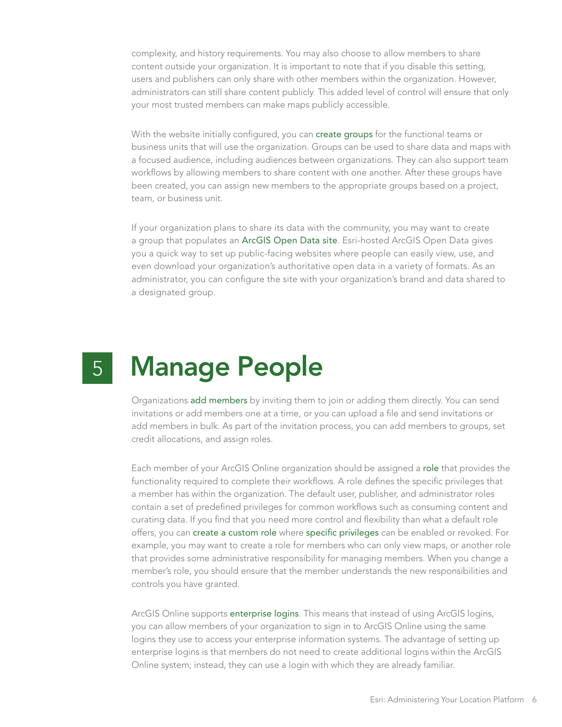complexity, and history requirements. You may also choose to allow members to share content outside your organization. It is important to note that if you disable this setting, users and publishers can only share with other members within the organization. However, administrators can still share content publicly. This added level of control will ensure that only your most trusted members can make maps publicly accessible.

With the website initially configured, you can create groups for the functional teams or business units that will use the organization. Groups can be used to share data and maps with a focused audience, including audiences between organizations. They can also support team workflows by allowing members to share content with one another. After these groups have been created, you can assign new members to the appropriate groups based on a project, team, or business unit.

If your organization plans to share its data with the community, you may want to create a group that populates an ArcGIS Open Data site. Esri-hosted ArcGIS Open Data gives you a quick way to set up public-facing websites where people can easily view, use, and even download your organization's authoritative open data in a variety of formats. As an administrator, you can configure the site with your organization's brand and data shared to a designated group.

# 5 Manage People

Organizations add members by inviting them to join or adding them directly. You can send invitations or add members one at a time, or you can upload a file and send invitations or add members in bulk. As part of the invitation process, you can add members to groups, set credit allocations, and assign roles.

Each member of your ArcGIS Online organization should be assigned a role that provides the functionality required to complete their workflows. A role defines the specific privileges that a member has within the organization. The default user, publisher, and administrator roles contain a set of predefined privileges for common workflows such as consuming content and curating data. If you find that you need more control and flexibility than what a default role offers, you can create a custom role where specific privileges can be enabled or revoked. For example, you may want to create a role for members who can only view maps, or another role that provides some administrative responsibility for managing members. When you change a member's role, you should ensure that the member understands the new responsibilities and controls you have granted.

ArcGIS Online supports enterprise logins. This means that instead of using ArcGIS logins, you can allow members of your organization to sign in to ArcGIS Online using the same logins they use to access your enterprise information systems. The advantage of setting up enterprise logins is that members do not need to create additional logins within the ArcGIS Online system; instead, they can use a login with which they are already familiar.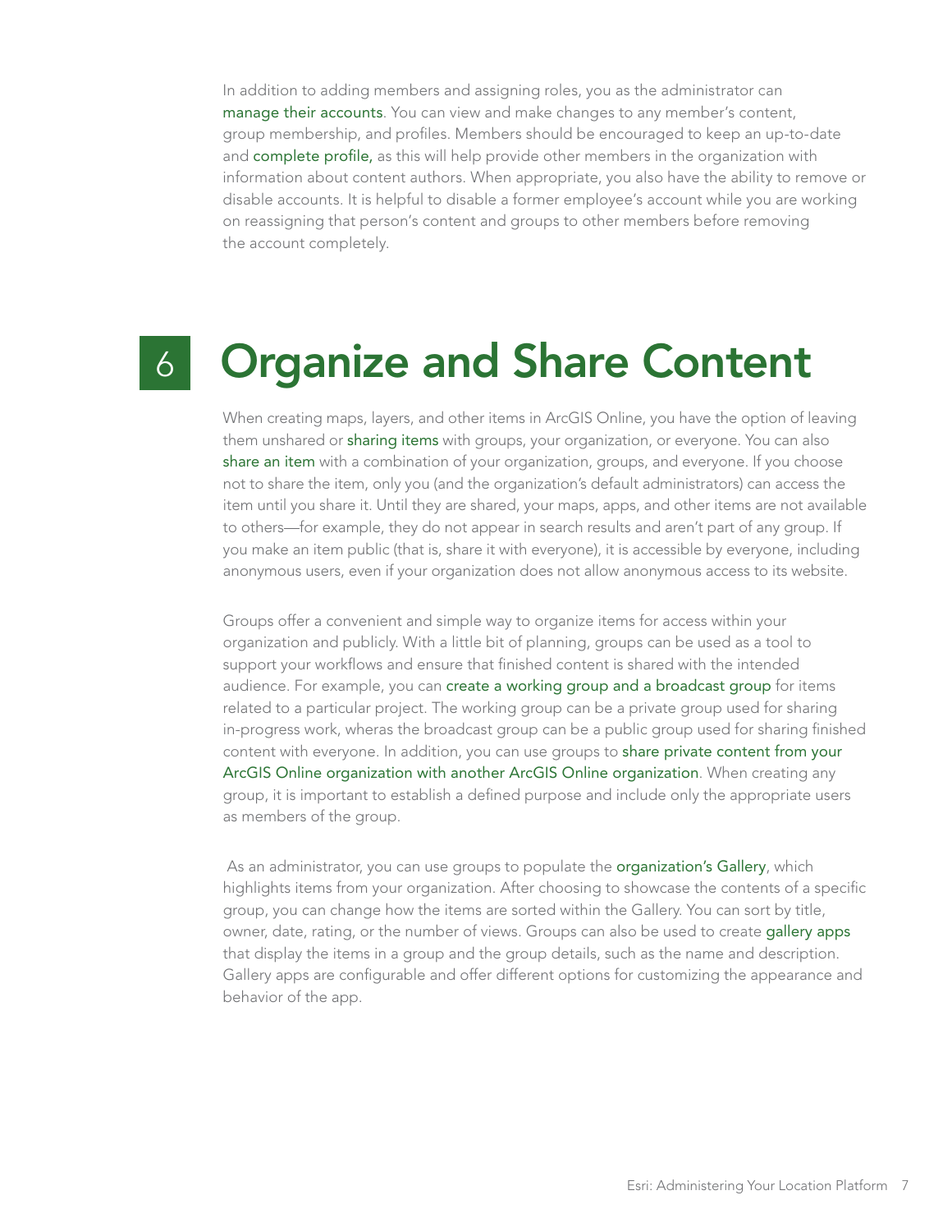In addition to adding members and assigning roles, you as the administrator can manage their accounts. You can view and make changes to any member's content, group membership, and profiles. Members should be encouraged to keep an up-to-date and complete profile, as this will help provide other members in the organization with information about content authors. When appropriate, you also have the ability to remove or disable accounts. It is helpful to disable a former employee's account while you are working on reassigning that person's content and groups to other members before removing the account completely.

# 6 Organize and Share Content

When creating maps, layers, and other items in ArcGIS Online, you have the option of leaving them unshared or sharing items with groups, your organization, or everyone. You can also share an item with a combination of your organization, groups, and everyone. If you choose not to share the item, only you (and the organization's default administrators) can access the item until you share it. Until they are shared, your maps, apps, and other items are not available to others—for example, they do not appear in search results and aren't part of any group. If you make an item public (that is, share it with everyone), it is accessible by everyone, including anonymous users, even if your organization does not allow anonymous access to its website.

Groups offer a convenient and simple way to organize items for access within your organization and publicly. With a little bit of planning, groups can be used as a tool to support your workflows and ensure that finished content is shared with the intended audience. For example, you can create a working group and a broadcast group for items related to a particular project. The working group can be a private group used for sharing in-progress work, wheras the broadcast group can be a public group used for sharing finished content with everyone. In addition, you can use groups to share private content from your ArcGIS Online organization with another ArcGIS Online organization. When creating any group, it is important to establish a defined purpose and include only the appropriate users as members of the group.

As an administrator, you can use groups to populate the organization's Gallery, which highlights items from your organization. After choosing to showcase the contents of a specific group, you can change how the items are sorted within the Gallery. You can sort by title, owner, date, rating, or the number of views. Groups can also be used to create gallery apps that display the items in a group and the group details, such as the name and description. Gallery apps are configurable and offer different options for customizing the appearance and behavior of the app.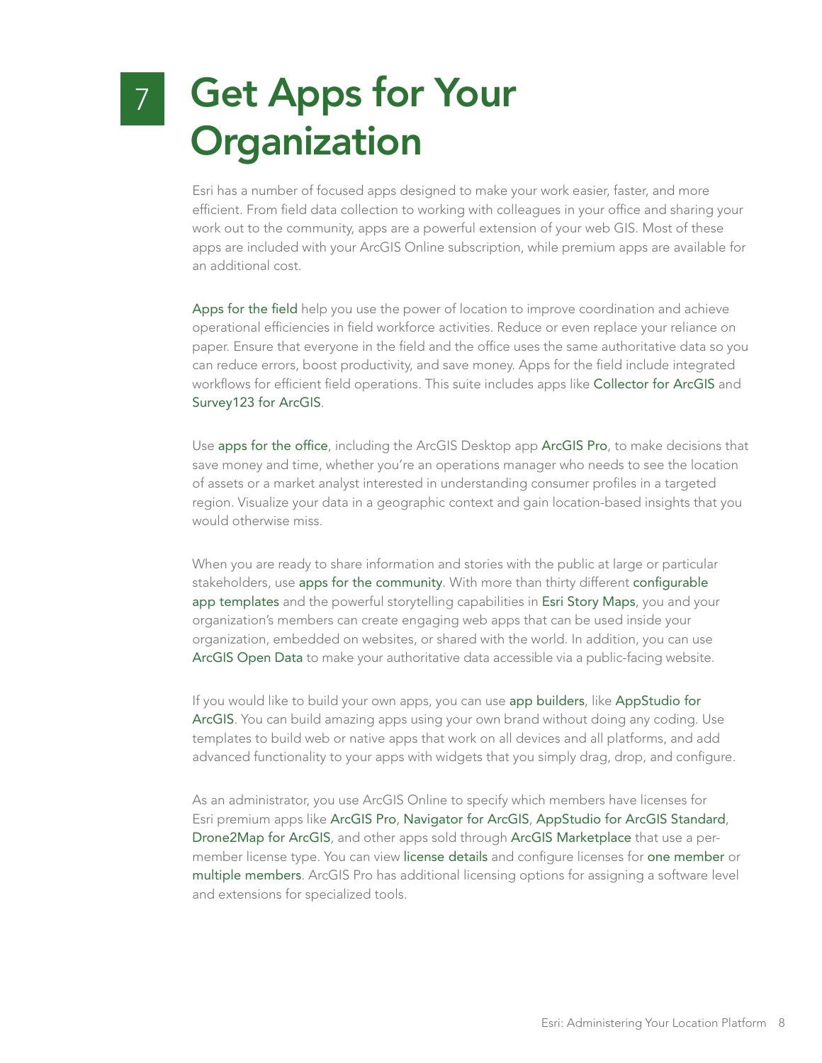# 7 Get Apps for Your Organization

Esri has a number of focused apps designed to make your work easier, faster, and more efficient. From field data collection to working with colleagues in your office and sharing your work out to the community, apps are a powerful extension of your web GIS. Most of these apps are included with your ArcGIS Online subscription, while premium apps are available for an additional cost.

Apps for the field help you use the power of location to improve coordination and achieve operational efficiencies in field workforce activities. Reduce or even replace your reliance on paper. Ensure that everyone in the field and the office uses the same authoritative data so you can reduce errors, boost productivity, and save money. Apps for the field include integrated workflows for efficient field operations. This suite includes apps like Collector for ArcGIS and Survey123 for ArcGIS.

Use apps for the office, including the ArcGIS Desktop app ArcGIS Pro, to make decisions that save money and time, whether you're an operations manager who needs to see the location of assets or a market analyst interested in understanding consumer profiles in a targeted region. Visualize your data in a geographic context and gain location-based insights that you would otherwise miss.

When you are ready to share information and stories with the public at large or particular stakeholders, use apps for the community. With more than thirty different configurable app templates and the powerful storytelling capabilities in Esri Story Maps, you and your organization's members can create engaging web apps that can be used inside your organization, embedded on websites, or shared with the world. In addition, you can use ArcGIS Open Data to make your authoritative data accessible via a public-facing website.

If you would like to build your own apps, you can use app builders, like AppStudio for ArcGIS. You can build amazing apps using your own brand without doing any coding. Use templates to build web or native apps that work on all devices and all platforms, and add advanced functionality to your apps with widgets that you simply drag, drop, and configure.

As an administrator, you use ArcGIS Online to specify which members have licenses for Esri premium apps like ArcGIS Pro, Navigator for ArcGIS, AppStudio for ArcGIS Standard, Drone2Map for ArcGIS, and other apps sold through ArcGIS Marketplace that use a per-member license type. You can view license details and configure licenses for one member or multiple members. ArcGIS Pro has additional licensing options for assigning a software level and extensions for specialized tools.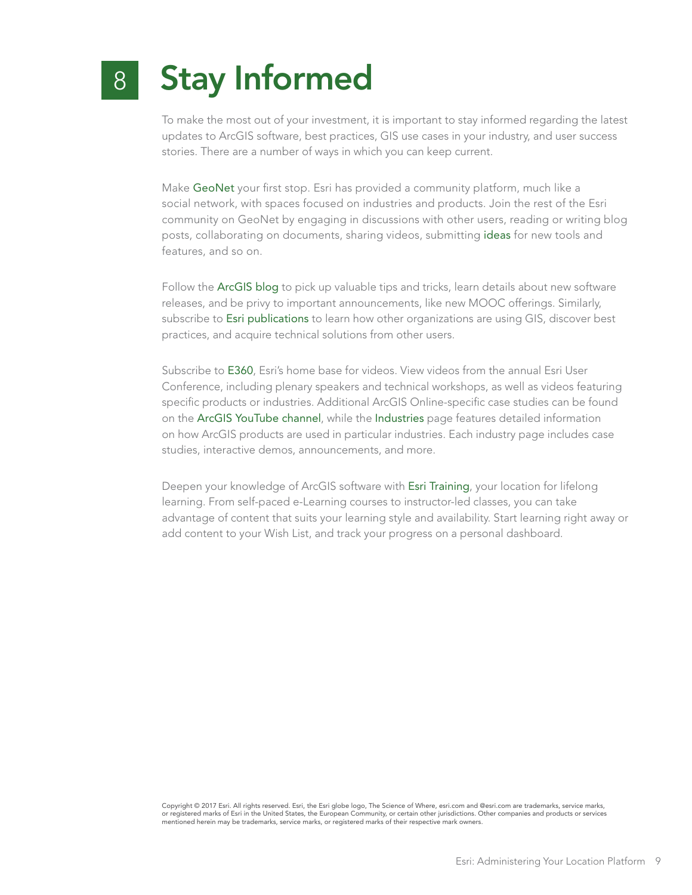# 8 Stay Informed

To make the most out of your investment, it is important to stay informed regarding the latest updates to ArcGIS software, best practices, GIS use cases in your industry, and user success stories. There are a number of ways in which you can keep current.

Make GeoNet your first stop. Esri has provided a community platform, much like a social network, with spaces focused on industries and products. Join the rest of the Esri community on GeoNet by engaging in discussions with other users, reading or writing blog posts, collaborating on documents, sharing videos, submitting ideas for new tools and features, and so on.

Follow the ArcGIS blog to pick up valuable tips and tricks, learn details about new software releases, and be privy to important announcements, like new MOOC offerings. Similarly, subscribe to Esri publications to learn how other organizations are using GIS, discover best practices, and acquire technical solutions from other users.

Subscribe to E360, Esri's home base for videos. View videos from the annual Esri User Conference, including plenary speakers and technical workshops, as well as videos featuring specific products or industries. Additional ArcGIS Online-specific case studies can be found on the ArcGIS YouTube channel, while the Industries page features detailed information on how ArcGIS products are used in particular industries. Each industry page includes case studies, interactive demos, announcements, and more.

Deepen your knowledge of ArcGIS software with Esri Training, your location for lifelong learning. From self-paced e-Learning courses to instructor-led classes, you can take advantage of content that suits your learning style and availability. Start learning right away or add content to your Wish List, and track your progress on a personal dashboard.

Copyright © 2017 Esri. All rights reserved. Esri, the Esri globe logo, The Science of Where, esri.com and @esri.com are trademarks, service marks, or registered marks of Esri in the United States, the European Community, or certain other jurisdictions. Other companies and products or services mentioned herein may be trademarks, service marks, or registered marks of their respective mark owners.